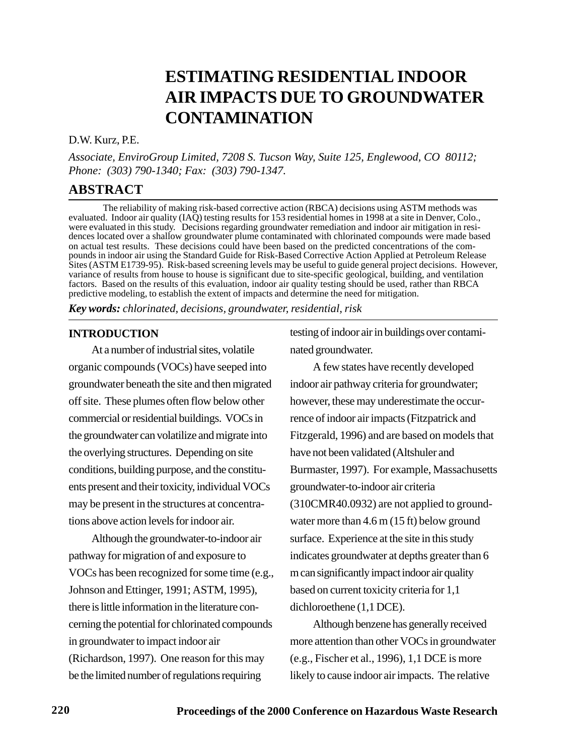# ESTIMATING RESIDENTIAL INDOOR AIR IMPACTS DUE TO GROUNDWATER CONTAMINATION

D.W. Kurz, P.E.

*Associate, EnviroGroup Limited, 7208 S. Tucson Way, Suite 125, Englewood, CO 80112; Phone: (303) 790-1340; Fax: (303) 790-1347.*

## ABSTRACT

The reliability of making risk-based corrective action (RBCA) decisions using ASTM methods was evaluated. Indoor air quality (IAQ) testing results for 153 residential homes in 1998 at a site in Denver, Colo., were evaluated in this study. Decisions regarding groundwater remediation and indoor air mitigation in residences located over a shallow groundwater plume contaminated with chlorinated compounds were made based on actual test results. These decisions could have been based on the predicted concentrations of the compounds in indoor air using the Standard Guide for Risk-Based Corrective Action Applied at Petroleum Release Sites (ASTM E1739-95). Risk-based screening levels may be useful to guide general project decisions. However, variance of results from house to house is significant due to site-specific geological, building, and ventilation factors. Based on the results of this evaluation, indoor air quality testing should be used, rather than RBCA predictive modeling, to establish the extent of impacts and determine the need for mitigation.

***Key words:*** *chlorinated, decisions, groundwater, residential, risk*

## INTRODUCTION

At a number of industrial sites, volatile organic compounds (VOCs) have seeped into groundwater beneath the site and then migrated off site. These plumes often flow below other commercial or residential buildings. VOCs in the groundwater can volatilize and migrate into the overlying structures. Depending on site conditions, building purpose, and the constituents present and their toxicity, individual VOCs may be present in the structures at concentrations above action levels for indoor air.

Although the groundwater-to-indoor air pathway for migration of and exposure to VOCs has been recognized for some time (e.g., Johnson and Ettinger, 1991; ASTM, 1995), there is little information in the literature concerning the potential for chlorinated compounds in groundwater to impact indoor air (Richardson, 1997). One reason for this may be the limited number of regulations requiring testing of indoor air in buildings over contaminated groundwater.

A few states have recently developed indoor air pathway criteria for groundwater; however, these may underestimate the occurrence of indoor air impacts (Fitzpatrick and Fitzgerald, 1996) and are based on models that have not been validated (Altshuler and Burmaster, 1997). For example, Massachusetts groundwater-to-indoor air criteria (310CMR40.0932) are not applied to groundwater more than 4.6 m (15 ft) below ground surface. Experience at the site in this study indicates groundwater at depths greater than 6 m can significantly impact indoor air quality based on current toxicity criteria for 1,1 dichloroethene (1,1 DCE).

Although benzene has generally received more attention than other VOCs in groundwater (e.g., Fischer et al., 1996), 1,1 DCE is more likely to cause indoor air impacts. The relative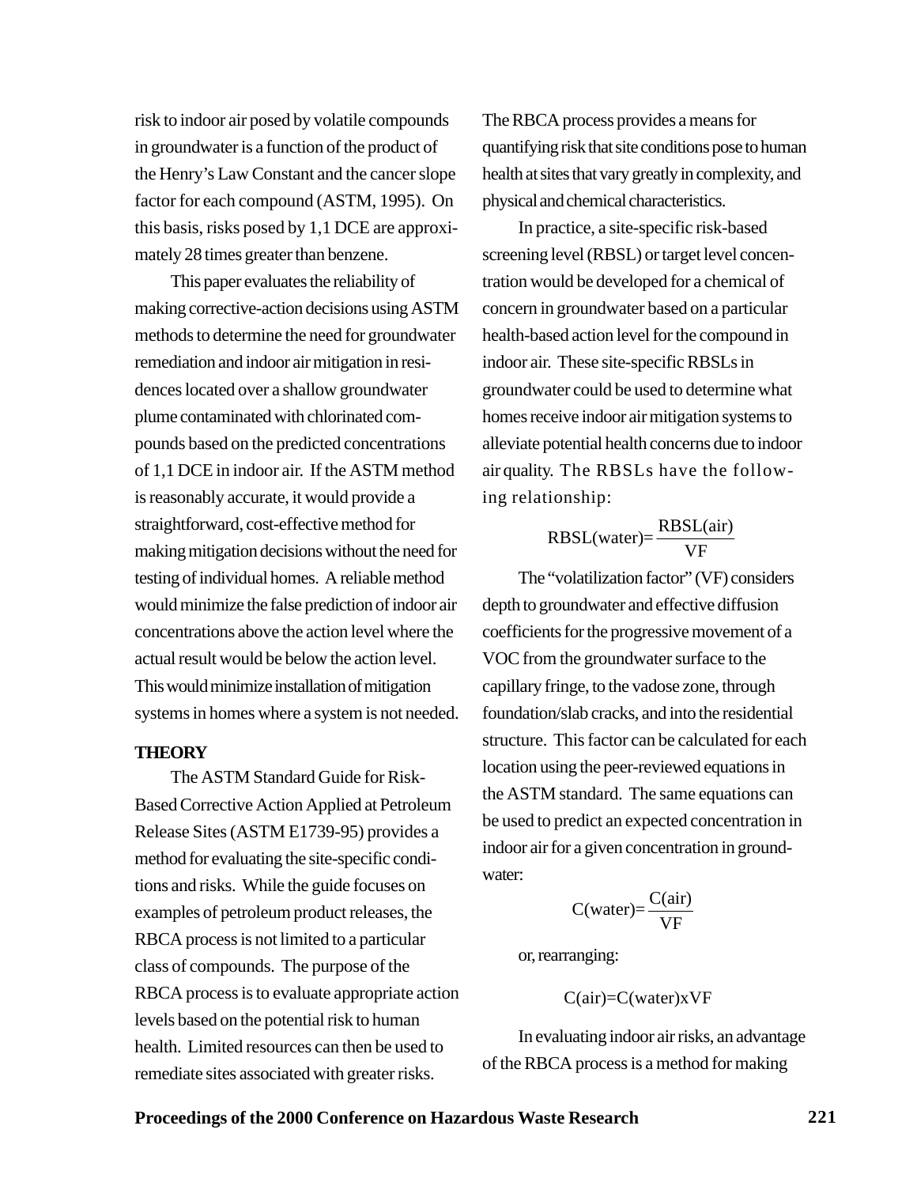risk to indoor air posed by volatile compounds in groundwater is a function of the product of the Henry's Law Constant and the cancer slope factor for each compound (ASTM, 1995). On this basis, risks posed by 1,1 DCE are approximately 28 times greater than benzene.

This paper evaluates the reliability of making corrective-action decisions using ASTM methods to determine the need for groundwater remediation and indoor air mitigation in residences located over a shallow groundwater plume contaminated with chlorinated compounds based on the predicted concentrations of 1,1 DCE in indoor air. If the ASTM method is reasonably accurate, it would provide a straightforward, cost-effective method for making mitigation decisions without the need for testing of individual homes. A reliable method would minimize the false prediction of indoor air concentrations above the action level where the actual result would be below the action level. This would minimize installation of mitigation systems in homes where a system is not needed.

## THEORY

The ASTM Standard Guide for Risk-Based Corrective Action Applied at Petroleum Release Sites (ASTM E1739-95) provides a method for evaluating the site-specific conditions and risks. While the guide focuses on examples of petroleum product releases, the RBCA process is not limited to a particular class of compounds. The purpose of the RBCA process is to evaluate appropriate action levels based on the potential risk to human health. Limited resources can then be used to remediate sites associated with greater risks. The RBCA process provides a means for quantifying risk that site conditions pose to human health at sites that vary greatly in complexity, and physical and chemical characteristics.

In practice, a site-specific risk-based screening level (RBSL) or target level concentration would be developed for a chemical of concern in groundwater based on a particular health-based action level for the compound in indoor air. These site-specific RBSLs in groundwater could be used to determine what homes receive indoor air mitigation systems to alleviate potential health concerns due to indoor air quality. The RBSLs have the following relationship:

$$\text{RBSL(water)} = \frac{\text{RBSL(air)}}{\text{VF}}$$

The "volatilization factor" (VF) considers depth to groundwater and effective diffusion coefficients for the progressive movement of a VOC from the groundwater surface to the capillary fringe, to the vadose zone, through foundation/slab cracks, and into the residential structure. This factor can be calculated for each location using the peer-reviewed equations in the ASTM standard. The same equations can be used to predict an expected concentration in indoor air for a given concentration in groundwater:

$$\text{C(water)} = \frac{\text{C(air)}}{\text{VF}}$$

or, rearranging:

$$\text{C(air)} = \text{C(water)} \times \text{VF}$$

In evaluating indoor air risks, an advantage of the RBCA process is a method for making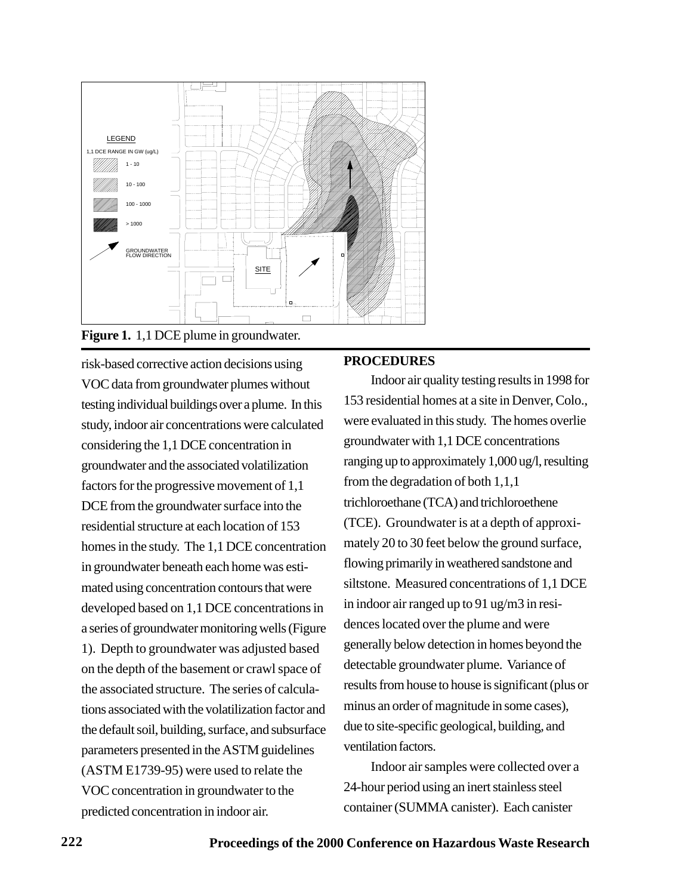**Figure 1.** 1,1 DCE plume in groundwater.

risk-based corrective action decisions using VOC data from groundwater plumes without testing individual buildings over a plume. In this study, indoor air concentrations were calculated considering the 1,1 DCE concentration in groundwater and the associated volatilization factors for the progressive movement of 1,1 DCE from the groundwater surface into the residential structure at each location of 153 homes in the study. The 1,1 DCE concentration in groundwater beneath each home was estimated using concentration contours that were developed based on 1,1 DCE concentrations in a series of groundwater monitoring wells (Figure 1). Depth to groundwater was adjusted based on the depth of the basement or crawl space of the associated structure. The series of calculations associated with the volatilization factor and the default soil, building, surface, and subsurface parameters presented in the ASTM guidelines (ASTM E1739-95) were used to relate the VOC concentration in groundwater to the predicted concentration in indoor air.

## PROCEDURES

Indoor air quality testing results in 1998 for 153 residential homes at a site in Denver, Colo., were evaluated in this study. The homes overlie groundwater with 1,1 DCE concentrations ranging up to approximately 1,000 ug/l, resulting from the degradation of both 1,1,1 trichloroethane (TCA) and trichloroethene (TCE). Groundwater is at a depth of approximately 20 to 30 feet below the ground surface, flowing primarily in weathered sandstone and siltstone. Measured concentrations of 1,1 DCE in indoor air ranged up to 91 ug/m3 in residences located over the plume and were generally below detection in homes beyond the detectable groundwater plume. Variance of results from house to house is significant (plus or minus an order of magnitude in some cases), due to site-specific geological, building, and ventilation factors.

Indoor air samples were collected over a 24-hour period using an inert stainless steel container (SUMMA canister). Each canister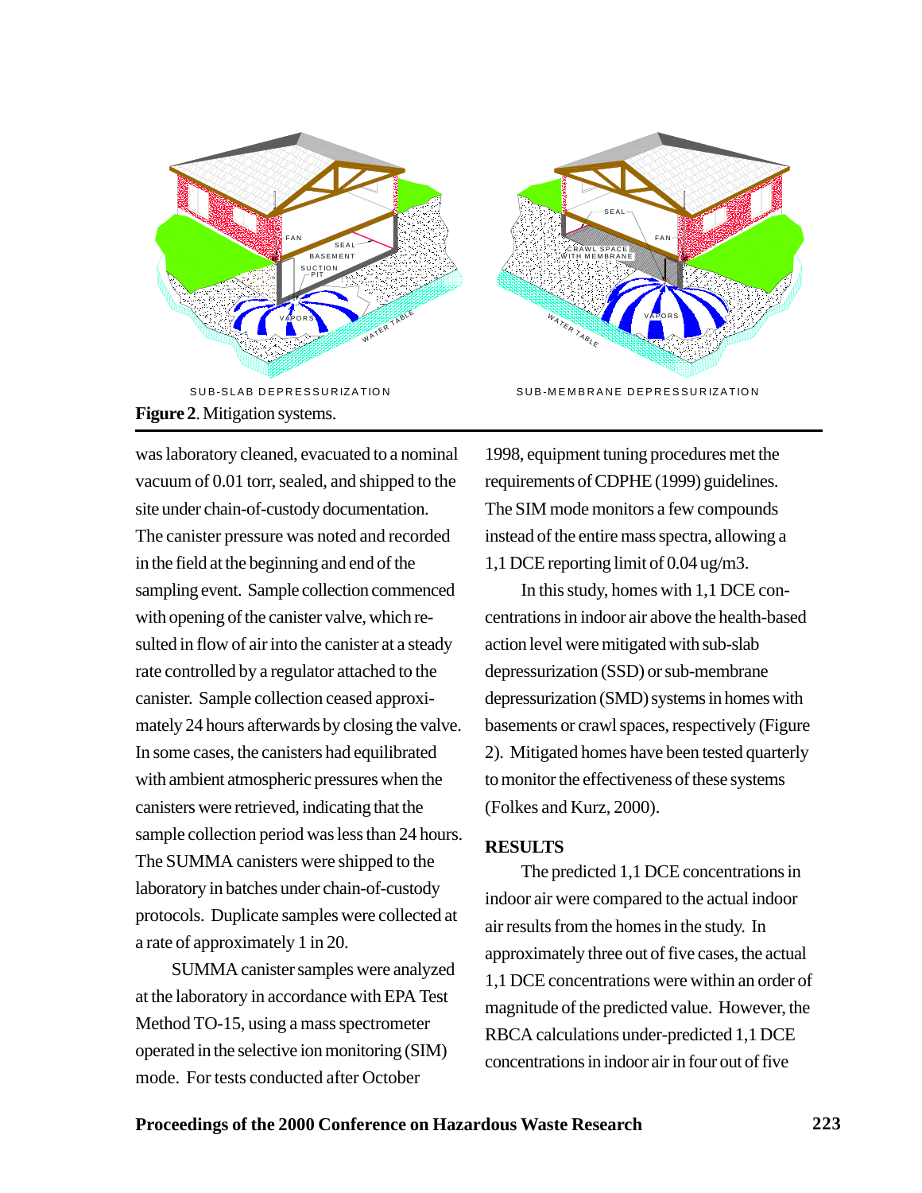SUB-SLAB DEPRESSURIZATION

SUB-MEMBRANE DEPRESSURIZATION

**Figure 2**. Mitigation systems.

was laboratory cleaned, evacuated to a nominal vacuum of 0.01 torr, sealed, and shipped to the site under chain-of-custody documentation. The canister pressure was noted and recorded in the field at the beginning and end of the sampling event. Sample collection commenced with opening of the canister valve, which resulted in flow of air into the canister at a steady rate controlled by a regulator attached to the canister. Sample collection ceased approximately 24 hours afterwards by closing the valve. In some cases, the canisters had equilibrated with ambient atmospheric pressures when the canisters were retrieved, indicating that the sample collection period was less than 24 hours. The SUMMA canisters were shipped to the laboratory in batches under chain-of-custody protocols. Duplicate samples were collected at a rate of approximately 1 in 20.

SUMMA canister samples were analyzed at the laboratory in accordance with EPA Test Method TO-15, using a mass spectrometer operated in the selective ion monitoring (SIM) mode. For tests conducted after October 1998, equipment tuning procedures met the requirements of CDPHE (1999) guidelines. The SIM mode monitors a few compounds instead of the entire mass spectra, allowing a 1,1 DCE reporting limit of 0.04 ug/m3.

In this study, homes with 1,1 DCE concentrations in indoor air above the health-based action level were mitigated with sub-slab depressurization (SSD) or sub-membrane depressurization (SMD) systems in homes with basements or crawl spaces, respectively (Figure 2). Mitigated homes have been tested quarterly to monitor the effectiveness of these systems (Folkes and Kurz, 2000).

## RESULTS

The predicted 1,1 DCE concentrations in indoor air were compared to the actual indoor air results from the homes in the study. In approximately three out of five cases, the actual 1,1 DCE concentrations were within an order of magnitude of the predicted value. However, the RBCA calculations under-predicted 1,1 DCE concentrations in indoor air in four out of five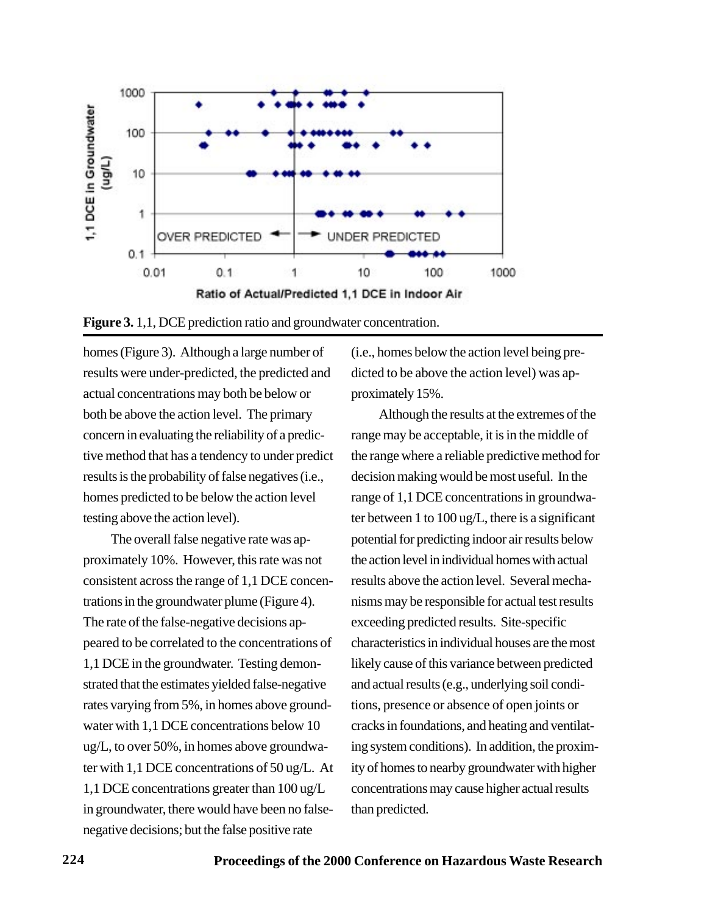**Figure 3.** 1,1, DCE prediction ratio and groundwater concentration.

homes (Figure 3). Although a large number of results were under-predicted, the predicted and actual concentrations may both be below or both be above the action level. The primary concern in evaluating the reliability of a predictive method that has a tendency to under predict results is the probability of false negatives (i.e., homes predicted to be below the action level testing above the action level).

The overall false negative rate was approximately 10%. However, this rate was not consistent across the range of 1,1 DCE concentrations in the groundwater plume (Figure 4). The rate of the false-negative decisions appeared to be correlated to the concentrations of 1,1 DCE in the groundwater. Testing demonstrated that the estimates yielded false-negative rates varying from 5%, in homes above groundwater with 1,1 DCE concentrations below 10 ug/L, to over 50%, in homes above groundwater with 1,1 DCE concentrations of 50 ug/L. At 1,1 DCE concentrations greater than 100 ug/L in groundwater, there would have been no false-negative decisions; but the false positive rate (i.e., homes below the action level being predicted to be above the action level) was approximately 15%.

Although the results at the extremes of the range may be acceptable, it is in the middle of the range where a reliable predictive method for decision making would be most useful. In the range of 1,1 DCE concentrations in groundwater between 1 to 100 ug/L, there is a significant potential for predicting indoor air results below the action level in individual homes with actual results above the action level. Several mechanisms may be responsible for actual test results exceeding predicted results. Site-specific characteristics in individual houses are the most likely cause of this variance between predicted and actual results (e.g., underlying soil conditions, presence or absence of open joints or cracks in foundations, and heating and ventilating system conditions). In addition, the proximity of homes to nearby groundwater with higher concentrations may cause higher actual results than predicted.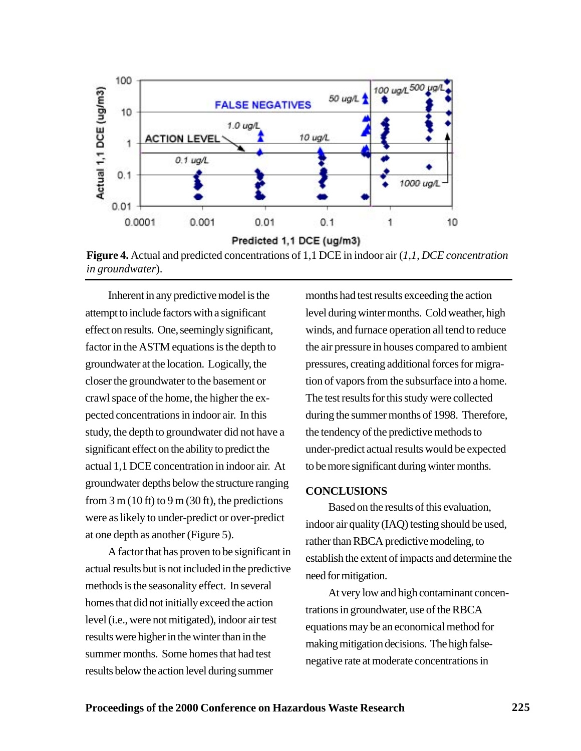**Figure 4.** Actual and predicted concentrations of 1,1 DCE in indoor air (*1,1, DCE concentration in groundwater*).

Inherent in any predictive model is the attempt to include factors with a significant effect on results. One, seemingly significant, factor in the ASTM equations is the depth to groundwater at the location. Logically, the closer the groundwater to the basement or crawl space of the home, the higher the expected concentrations in indoor air. In this study, the depth to groundwater did not have a significant effect on the ability to predict the actual 1,1 DCE concentration in indoor air. At groundwater depths below the structure ranging from 3 m (10 ft) to 9 m (30 ft), the predictions were as likely to under-predict or over-predict at one depth as another (Figure 5).

A factor that has proven to be significant in actual results but is not included in the predictive methods is the seasonality effect. In several homes that did not initially exceed the action level (i.e., were not mitigated), indoor air test results were higher in the winter than in the summer months. Some homes that had test results below the action level during summer months had test results exceeding the action level during winter months. Cold weather, high winds, and furnace operation all tend to reduce the air pressure in houses compared to ambient pressures, creating additional forces for migration of vapors from the subsurface into a home. The test results for this study were collected during the summer months of 1998. Therefore, the tendency of the predictive methods to under-predict actual results would be expected to be more significant during winter months.

## CONCLUSIONS

Based on the results of this evaluation, indoor air quality (IAQ) testing should be used, rather than RBCA predictive modeling, to establish the extent of impacts and determine the need for mitigation.

At very low and high contaminant concentrations in groundwater, use of the RBCA equations may be an economical method for making mitigation decisions. The high false-negative rate at moderate concentrations in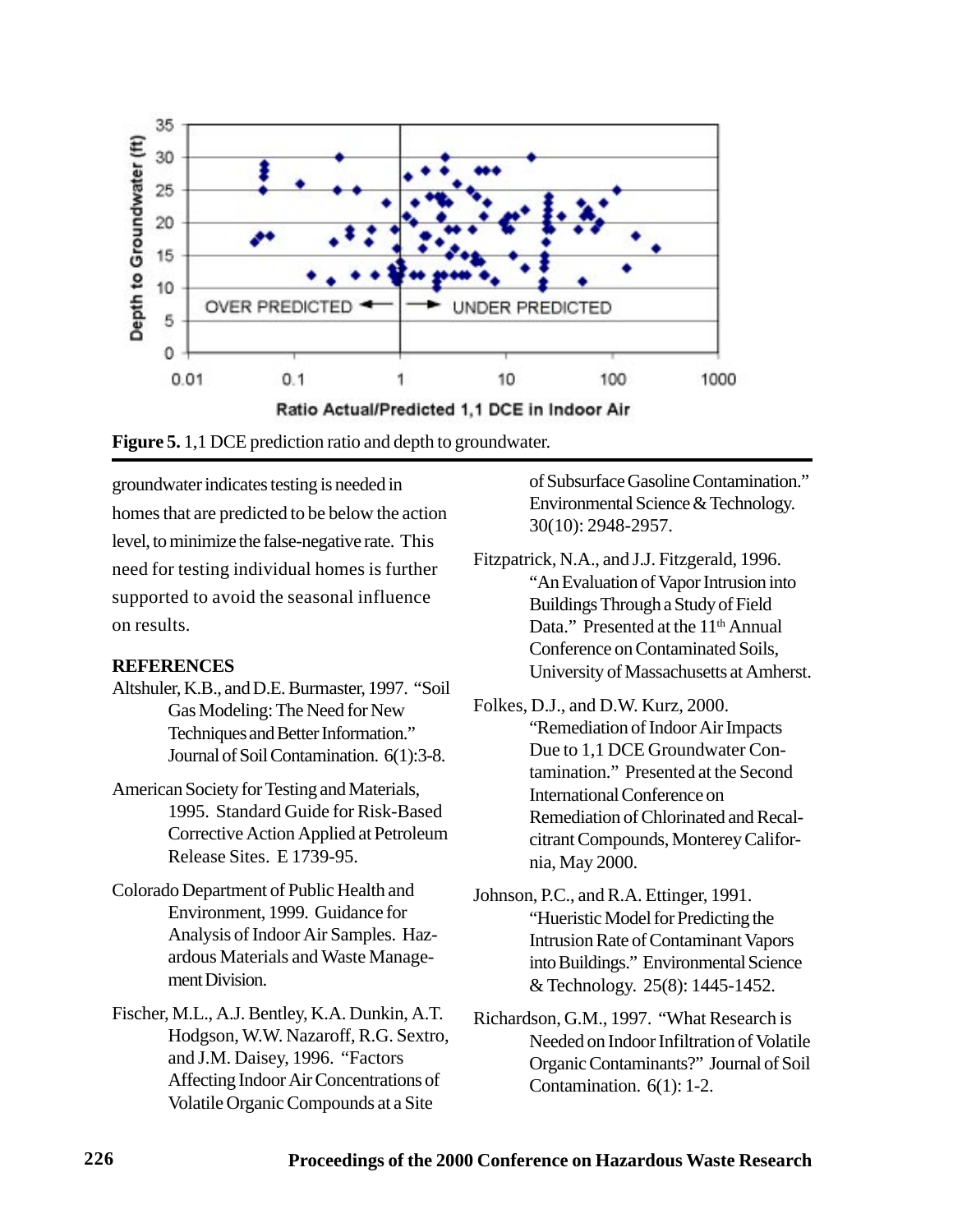35
30
25
20
15
10
5
0

Depth to Groundwater (ft)

OVER PREDICTED

UNDER PREDICTED

0.01
0.1
1
10
100
1000

Ratio Actual/Predicted 1,1 DCE in Indoor Air

**Figure 5.** 1,1 DCE prediction ratio and depth to groundwater.

groundwater indicates testing is needed in homes that are predicted to be below the action level, to minimize the false-negative rate. This need for testing individual homes is further supported to avoid the seasonal influence on results.

## REFERENCES

Altshuler, K.B., and D.E. Burmaster, 1997. "Soil Gas Modeling: The Need for New Techniques and Better Information." Journal of Soil Contamination. 6(1):3-8.

American Society for Testing and Materials, 1995. Standard Guide for Risk-Based Corrective Action Applied at Petroleum Release Sites. E 1739-95.

Colorado Department of Public Health and Environment, 1999. Guidance for Analysis of Indoor Air Samples. Hazardous Materials and Waste Management Division.

Fischer, M.L., A.J. Bentley, K.A. Dunkin, A.T. Hodgson, W.W. Nazaroff, R.G. Sextro, and J.M. Daisey, 1996. "Factors Affecting Indoor Air Concentrations of Volatile Organic Compounds at a Site of Subsurface Gasoline Contamination." Environmental Science & Technology. 30(10): 2948-2957.

Fitzpatrick, N.A., and J.J. Fitzgerald, 1996. "An Evaluation of Vapor Intrusion into Buildings Through a Study of Field Data." Presented at the 11th Annual Conference on Contaminated Soils, University of Massachusetts at Amherst.

Folkes, D.J., and D.W. Kurz, 2000. "Remediation of Indoor Air Impacts Due to 1,1 DCE Groundwater Contamination." Presented at the Second International Conference on Remediation of Chlorinated and Recalcitrant Compounds, Monterey California, May 2000.

Johnson, P.C., and R.A. Ettinger, 1991. "Hueristic Model for Predicting the Intrusion Rate of Contaminant Vapors into Buildings." Environmental Science & Technology. 25(8): 1445-1452.

Richardson, G.M., 1997. "What Research is Needed on Indoor Infiltration of Volatile Organic Contaminants?" Journal of Soil Contamination. 6(1): 1-2.